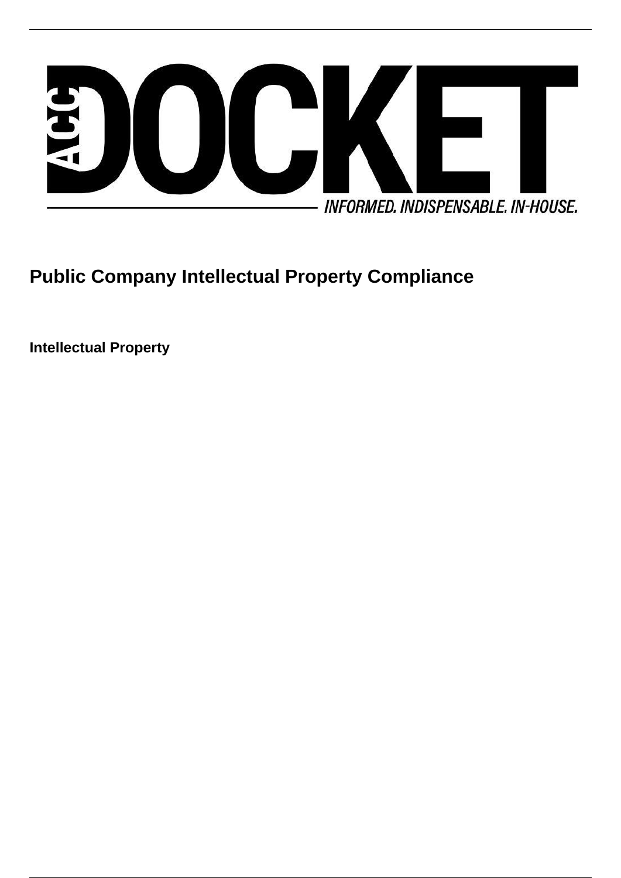# Public Company Intellectual Property Compliance

**Intellectual Property**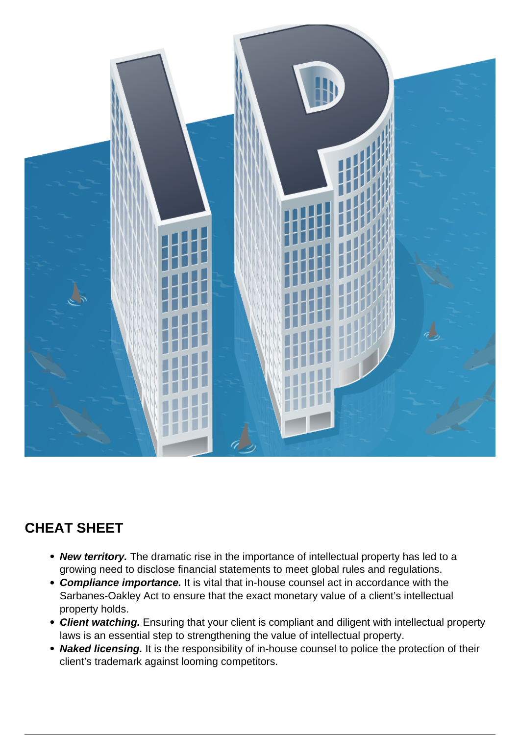## CHEAT SHEET

- ***New territory.*** The dramatic rise in the importance of intellectual property has led to a growing need to disclose financial statements to meet global rules and regulations.
- ***Compliance importance.*** It is vital that in-house counsel act in accordance with the Sarbanes-Oakley Act to ensure that the exact monetary value of a client's intellectual property holds.
- ***Client watching.*** Ensuring that your client is compliant and diligent with intellectual property laws is an essential step to strengthening the value of intellectual property.
- ***Naked licensing.*** It is the responsibility of in-house counsel to police the protection of their client's trademark against looming competitors.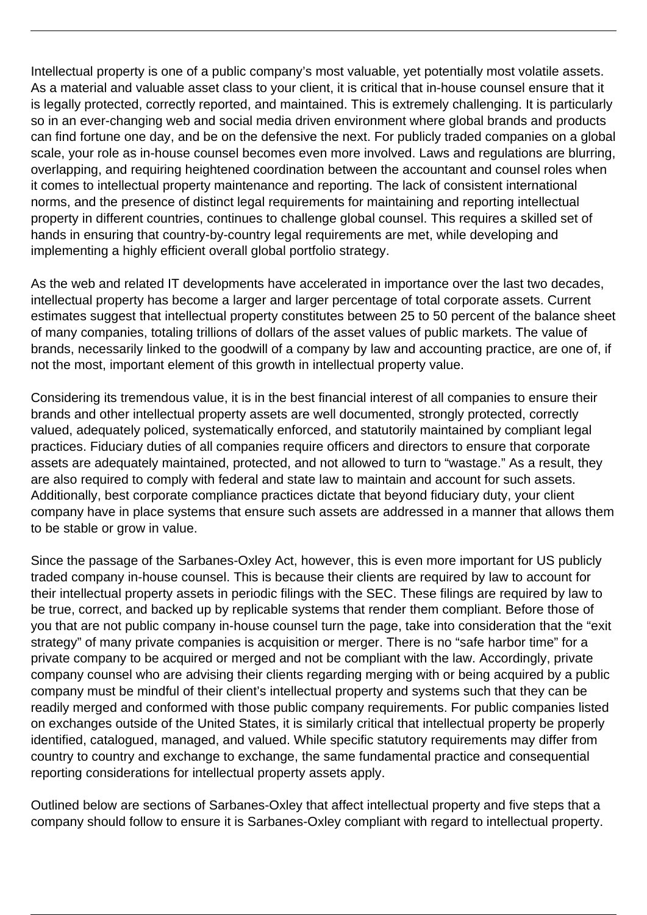Intellectual property is one of a public company's most valuable, yet potentially most volatile assets. As a material and valuable asset class to your client, it is critical that in-house counsel ensure that it is legally protected, correctly reported, and maintained. This is extremely challenging. It is particularly so in an ever-changing web and social media driven environment where global brands and products can find fortune one day, and be on the defensive the next. For publicly traded companies on a global scale, your role as in-house counsel becomes even more involved. Laws and regulations are blurring, overlapping, and requiring heightened coordination between the accountant and counsel roles when it comes to intellectual property maintenance and reporting. The lack of consistent international norms, and the presence of distinct legal requirements for maintaining and reporting intellectual property in different countries, continues to challenge global counsel. This requires a skilled set of hands in ensuring that country-by-country legal requirements are met, while developing and implementing a highly efficient overall global portfolio strategy.

As the web and related IT developments have accelerated in importance over the last two decades, intellectual property has become a larger and larger percentage of total corporate assets. Current estimates suggest that intellectual property constitutes between 25 to 50 percent of the balance sheet of many companies, totaling trillions of dollars of the asset values of public markets. The value of brands, necessarily linked to the goodwill of a company by law and accounting practice, are one of, if not the most, important element of this growth in intellectual property value.

Considering its tremendous value, it is in the best financial interest of all companies to ensure their brands and other intellectual property assets are well documented, strongly protected, correctly valued, adequately policed, systematically enforced, and statutorily maintained by compliant legal practices. Fiduciary duties of all companies require officers and directors to ensure that corporate assets are adequately maintained, protected, and not allowed to turn to "wastage." As a result, they are also required to comply with federal and state law to maintain and account for such assets. Additionally, best corporate compliance practices dictate that beyond fiduciary duty, your client company have in place systems that ensure such assets are addressed in a manner that allows them to be stable or grow in value.

Since the passage of the Sarbanes-Oxley Act, however, this is even more important for US publicly traded company in-house counsel. This is because their clients are required by law to account for their intellectual property assets in periodic filings with the SEC. These filings are required by law to be true, correct, and backed up by replicable systems that render them compliant. Before those of you that are not public company in-house counsel turn the page, take into consideration that the "exit strategy" of many private companies is acquisition or merger. There is no "safe harbor time" for a private company to be acquired or merged and not be compliant with the law. Accordingly, private company counsel who are advising their clients regarding merging with or being acquired by a public company must be mindful of their client's intellectual property and systems such that they can be readily merged and conformed with those public company requirements. For public companies listed on exchanges outside of the United States, it is similarly critical that intellectual property be properly identified, catalogued, managed, and valued. While specific statutory requirements may differ from country to country and exchange to exchange, the same fundamental practice and consequential reporting considerations for intellectual property assets apply.

Outlined below are sections of Sarbanes-Oxley that affect intellectual property and five steps that a company should follow to ensure it is Sarbanes-Oxley compliant with regard to intellectual property.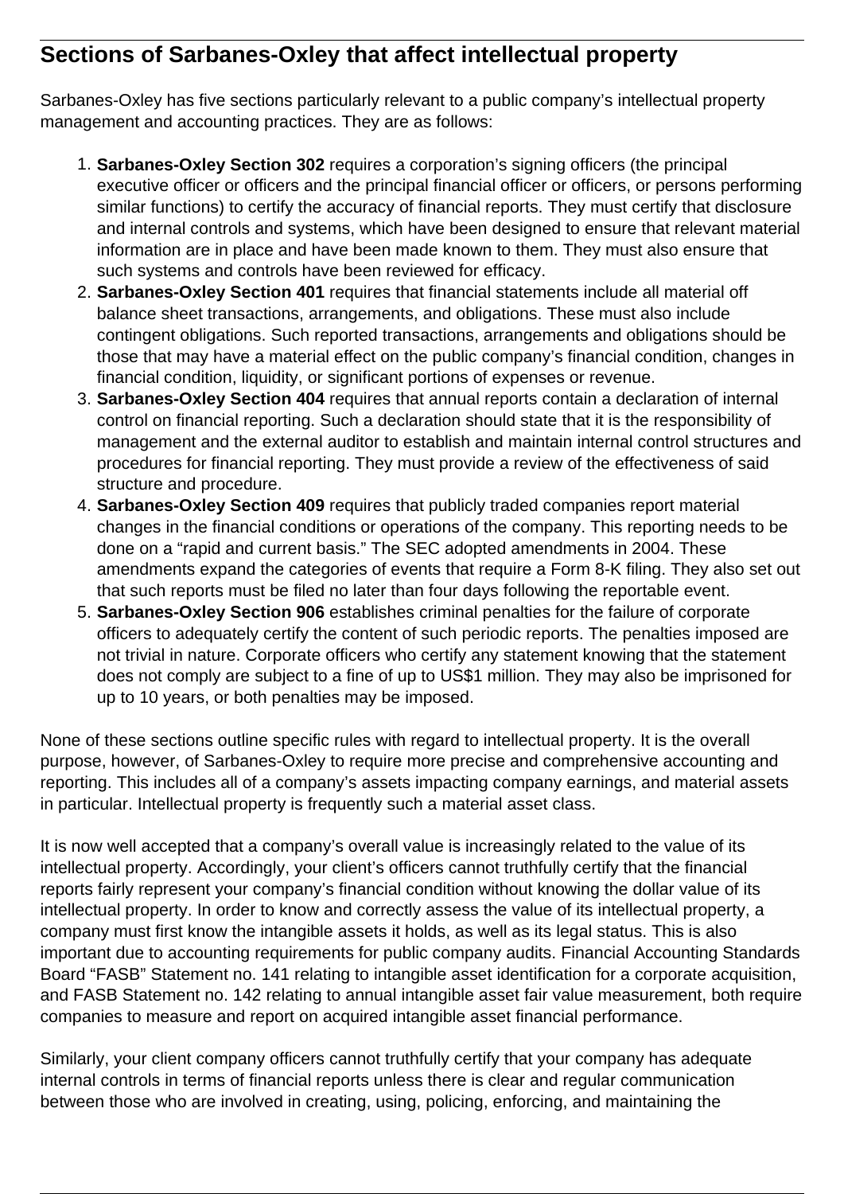## Sections of Sarbanes-Oxley that affect intellectual property

Sarbanes-Oxley has five sections particularly relevant to a public company's intellectual property management and accounting practices. They are as follows:

1. **Sarbanes-Oxley Section 302** requires a corporation's signing officers (the principal executive officer or officers and the principal financial officer or officers, or persons performing similar functions) to certify the accuracy of financial reports. They must certify that disclosure and internal controls and systems, which have been designed to ensure that relevant material information are in place and have been made known to them. They must also ensure that such systems and controls have been reviewed for efficacy.
2. **Sarbanes-Oxley Section 401** requires that financial statements include all material off balance sheet transactions, arrangements, and obligations. These must also include contingent obligations. Such reported transactions, arrangements and obligations should be those that may have a material effect on the public company's financial condition, changes in financial condition, liquidity, or significant portions of expenses or revenue.
3. **Sarbanes-Oxley Section 404** requires that annual reports contain a declaration of internal control on financial reporting. Such a declaration should state that it is the responsibility of management and the external auditor to establish and maintain internal control structures and procedures for financial reporting. They must provide a review of the effectiveness of said structure and procedure.
4. **Sarbanes-Oxley Section 409** requires that publicly traded companies report material changes in the financial conditions or operations of the company. This reporting needs to be done on a "rapid and current basis." The SEC adopted amendments in 2004. These amendments expand the categories of events that require a Form 8-K filing. They also set out that such reports must be filed no later than four days following the reportable event.
5. **Sarbanes-Oxley Section 906** establishes criminal penalties for the failure of corporate officers to adequately certify the content of such periodic reports. The penalties imposed are not trivial in nature. Corporate officers who certify any statement knowing that the statement does not comply are subject to a fine of up to US$1 million. They may also be imprisoned for up to 10 years, or both penalties may be imposed.

None of these sections outline specific rules with regard to intellectual property. It is the overall purpose, however, of Sarbanes-Oxley to require more precise and comprehensive accounting and reporting. This includes all of a company's assets impacting company earnings, and material assets in particular. Intellectual property is frequently such a material asset class.

It is now well accepted that a company's overall value is increasingly related to the value of its intellectual property. Accordingly, your client's officers cannot truthfully certify that the financial reports fairly represent your company's financial condition without knowing the dollar value of its intellectual property. In order to know and correctly assess the value of its intellectual property, a company must first know the intangible assets it holds, as well as its legal status. This is also important due to accounting requirements for public company audits. Financial Accounting Standards Board "FASB" Statement no. 141 relating to intangible asset identification for a corporate acquisition, and FASB Statement no. 142 relating to annual intangible asset fair value measurement, both require companies to measure and report on acquired intangible asset financial performance.

Similarly, your client company officers cannot truthfully certify that your company has adequate internal controls in terms of financial reports unless there is clear and regular communication between those who are involved in creating, using, policing, enforcing, and maintaining the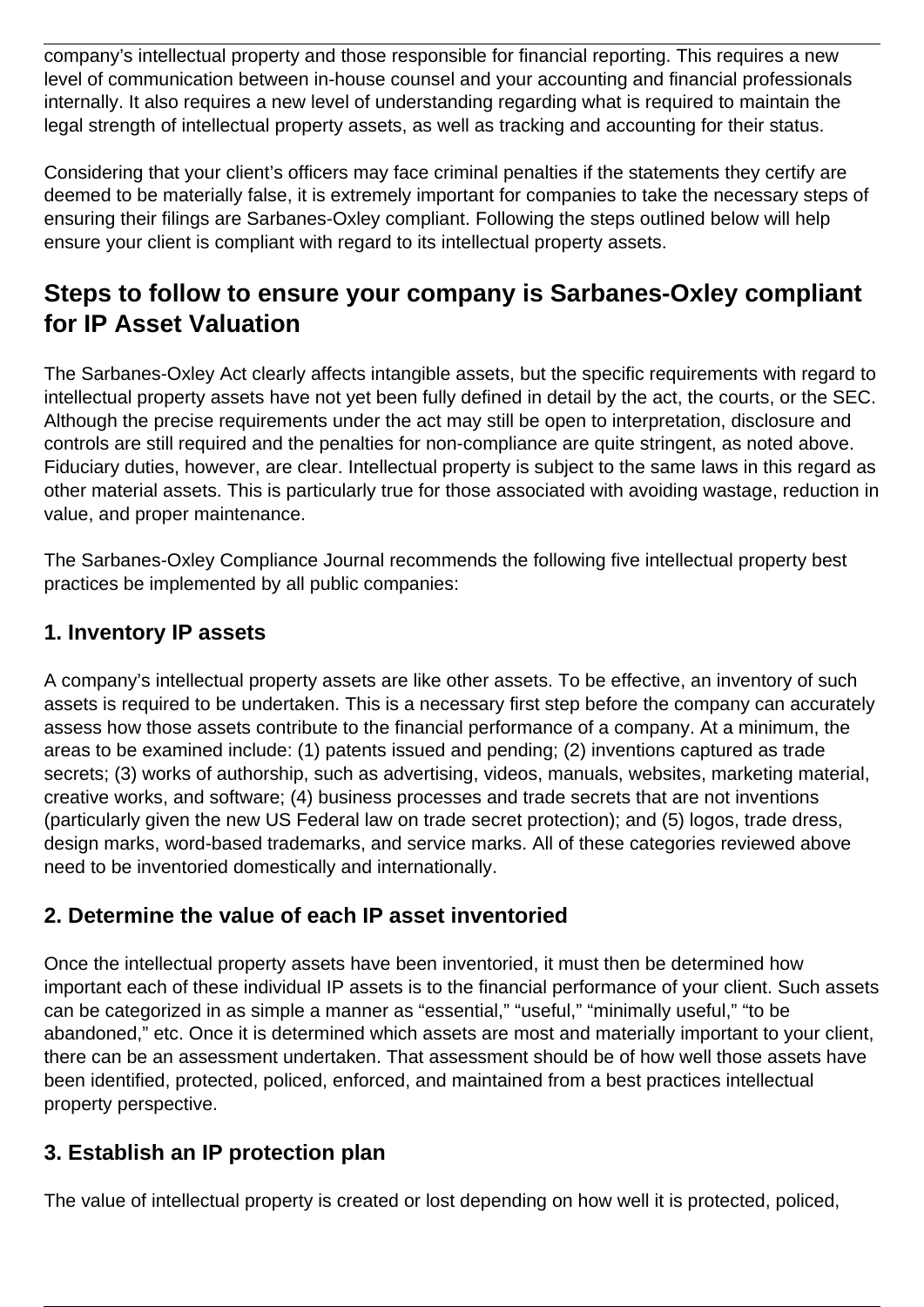company's intellectual property and those responsible for financial reporting. This requires a new level of communication between in-house counsel and your accounting and financial professionals internally. It also requires a new level of understanding regarding what is required to maintain the legal strength of intellectual property assets, as well as tracking and accounting for their status.

Considering that your client's officers may face criminal penalties if the statements they certify are deemed to be materially false, it is extremely important for companies to take the necessary steps of ensuring their filings are Sarbanes-Oxley compliant. Following the steps outlined below will help ensure your client is compliant with regard to its intellectual property assets.

## Steps to follow to ensure your company is Sarbanes-Oxley compliant for IP Asset Valuation

The Sarbanes-Oxley Act clearly affects intangible assets, but the specific requirements with regard to intellectual property assets have not yet been fully defined in detail by the act, the courts, or the SEC. Although the precise requirements under the act may still be open to interpretation, disclosure and controls are still required and the penalties for non-compliance are quite stringent, as noted above. Fiduciary duties, however, are clear. Intellectual property is subject to the same laws in this regard as other material assets. This is particularly true for those associated with avoiding wastage, reduction in value, and proper maintenance.

The Sarbanes-Oxley Compliance Journal recommends the following five intellectual property best practices be implemented by all public companies:

### 1. Inventory IP assets

A company's intellectual property assets are like other assets. To be effective, an inventory of such assets is required to be undertaken. This is a necessary first step before the company can accurately assess how those assets contribute to the financial performance of a company. At a minimum, the areas to be examined include: (1) patents issued and pending; (2) inventions captured as trade secrets; (3) works of authorship, such as advertising, videos, manuals, websites, marketing material, creative works, and software; (4) business processes and trade secrets that are not inventions (particularly given the new US Federal law on trade secret protection); and (5) logos, trade dress, design marks, word-based trademarks, and service marks. All of these categories reviewed above need to be inventoried domestically and internationally.

### 2. Determine the value of each IP asset inventoried

Once the intellectual property assets have been inventoried, it must then be determined how important each of these individual IP assets is to the financial performance of your client. Such assets can be categorized in as simple a manner as "essential," "useful," "minimally useful," "to be abandoned," etc. Once it is determined which assets are most and materially important to your client, there can be an assessment undertaken. That assessment should be of how well those assets have been identified, protected, policed, enforced, and maintained from a best practices intellectual property perspective.

### 3. Establish an IP protection plan

The value of intellectual property is created or lost depending on how well it is protected, policed,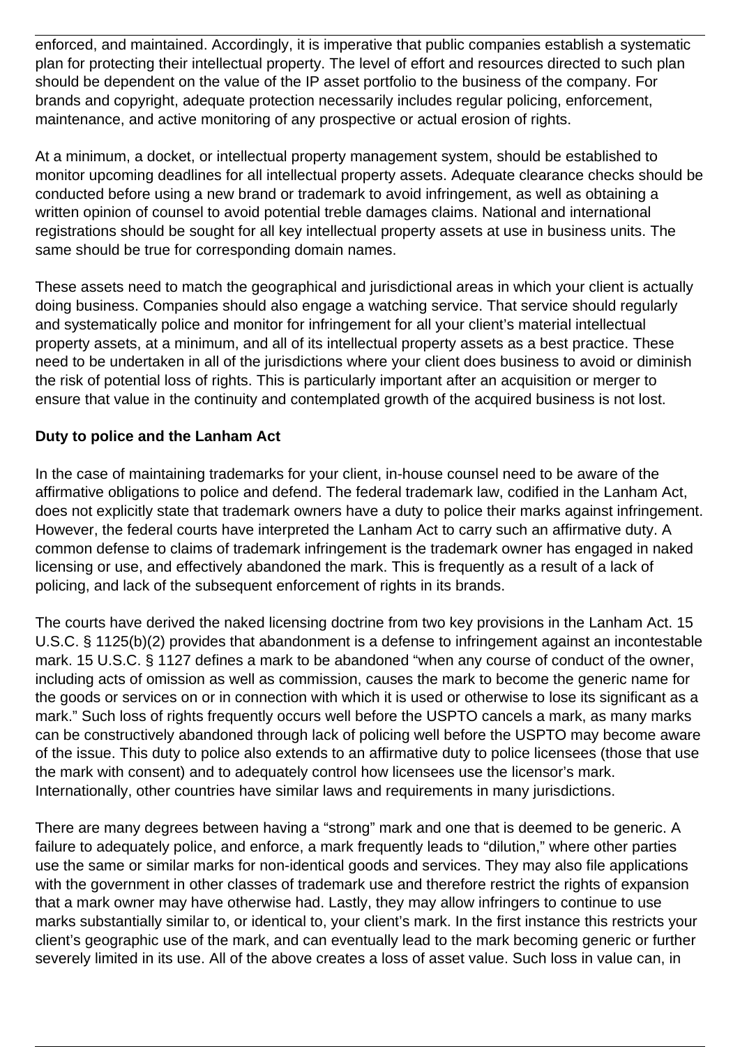enforced, and maintained. Accordingly, it is imperative that public companies establish a systematic plan for protecting their intellectual property. The level of effort and resources directed to such plan should be dependent on the value of the IP asset portfolio to the business of the company. For brands and copyright, adequate protection necessarily includes regular policing, enforcement, maintenance, and active monitoring of any prospective or actual erosion of rights.

At a minimum, a docket, or intellectual property management system, should be established to monitor upcoming deadlines for all intellectual property assets. Adequate clearance checks should be conducted before using a new brand or trademark to avoid infringement, as well as obtaining a written opinion of counsel to avoid potential treble damages claims. National and international registrations should be sought for all key intellectual property assets at use in business units. The same should be true for corresponding domain names.

These assets need to match the geographical and jurisdictional areas in which your client is actually doing business. Companies should also engage a watching service. That service should regularly and systematically police and monitor for infringement for all your client's material intellectual property assets, at a minimum, and all of its intellectual property assets as a best practice. These need to be undertaken in all of the jurisdictions where your client does business to avoid or diminish the risk of potential loss of rights. This is particularly important after an acquisition or merger to ensure that value in the continuity and contemplated growth of the acquired business is not lost.

**Duty to police and the Lanham Act**

In the case of maintaining trademarks for your client, in-house counsel need to be aware of the affirmative obligations to police and defend. The federal trademark law, codified in the Lanham Act, does not explicitly state that trademark owners have a duty to police their marks against infringement. However, the federal courts have interpreted the Lanham Act to carry such an affirmative duty. A common defense to claims of trademark infringement is the trademark owner has engaged in naked licensing or use, and effectively abandoned the mark. This is frequently as a result of a lack of policing, and lack of the subsequent enforcement of rights in its brands.

The courts have derived the naked licensing doctrine from two key provisions in the Lanham Act. 15 U.S.C. § 1125(b)(2) provides that abandonment is a defense to infringement against an incontestable mark. 15 U.S.C. § 1127 defines a mark to be abandoned "when any course of conduct of the owner, including acts of omission as well as commission, causes the mark to become the generic name for the goods or services on or in connection with which it is used or otherwise to lose its significant as a mark." Such loss of rights frequently occurs well before the USPTO cancels a mark, as many marks can be constructively abandoned through lack of policing well before the USPTO may become aware of the issue. This duty to police also extends to an affirmative duty to police licensees (those that use the mark with consent) and to adequately control how licensees use the licensor's mark. Internationally, other countries have similar laws and requirements in many jurisdictions.

There are many degrees between having a "strong" mark and one that is deemed to be generic. A failure to adequately police, and enforce, a mark frequently leads to "dilution," where other parties use the same or similar marks for non-identical goods and services. They may also file applications with the government in other classes of trademark use and therefore restrict the rights of expansion that a mark owner may have otherwise had. Lastly, they may allow infringers to continue to use marks substantially similar to, or identical to, your client's mark. In the first instance this restricts your client's geographic use of the mark, and can eventually lead to the mark becoming generic or further severely limited in its use. All of the above creates a loss of asset value. Such loss in value can, in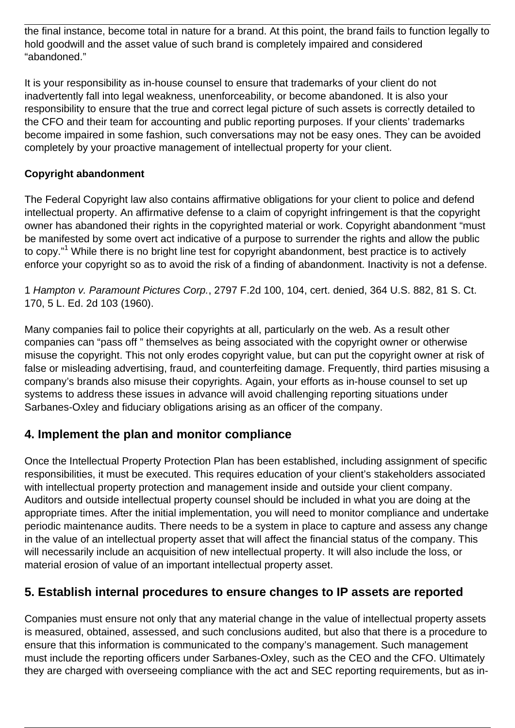the final instance, become total in nature for a brand. At this point, the brand fails to function legally to hold goodwill and the asset value of such brand is completely impaired and considered "abandoned."

It is your responsibility as in-house counsel to ensure that trademarks of your client do not inadvertently fall into legal weakness, unenforceability, or become abandoned. It is also your responsibility to ensure that the true and correct legal picture of such assets is correctly detailed to the CFO and their team for accounting and public reporting purposes. If your clients' trademarks become impaired in some fashion, such conversations may not be easy ones. They can be avoided completely by your proactive management of intellectual property for your client.

**Copyright abandonment**

The Federal Copyright law also contains affirmative obligations for your client to police and defend intellectual property. An affirmative defense to a claim of copyright infringement is that the copyright owner has abandoned their rights in the copyrighted material or work. Copyright abandonment "must be manifested by some overt act indicative of a purpose to surrender the rights and allow the public to copy."[1] While there is no bright line test for copyright abandonment, best practice is to actively enforce your copyright so as to avoid the risk of a finding of abandonment. Inactivity is not a defense.

1 *Hampton v. Paramount Pictures Corp.*, 2797 F.2d 100, 104, cert. denied, 364 U.S. 882, 81 S. Ct. 170, 5 L. Ed. 2d 103 (1960).

Many companies fail to police their copyrights at all, particularly on the web. As a result other companies can "pass off " themselves as being associated with the copyright owner or otherwise misuse the copyright. This not only erodes copyright value, but can put the copyright owner at risk of false or misleading advertising, fraud, and counterfeiting damage. Frequently, third parties misusing a company's brands also misuse their copyrights. Again, your efforts as in-house counsel to set up systems to address these issues in advance will avoid challenging reporting situations under Sarbanes-Oxley and fiduciary obligations arising as an officer of the company.

## 4. Implement the plan and monitor compliance

Once the Intellectual Property Protection Plan has been established, including assignment of specific responsibilities, it must be executed. This requires education of your client's stakeholders associated with intellectual property protection and management inside and outside your client company. Auditors and outside intellectual property counsel should be included in what you are doing at the appropriate times. After the initial implementation, you will need to monitor compliance and undertake periodic maintenance audits. There needs to be a system in place to capture and assess any change in the value of an intellectual property asset that will affect the financial status of the company. This will necessarily include an acquisition of new intellectual property. It will also include the loss, or material erosion of value of an important intellectual property asset.

## 5. Establish internal procedures to ensure changes to IP assets are reported

Companies must ensure not only that any material change in the value of intellectual property assets is measured, obtained, assessed, and such conclusions audited, but also that there is a procedure to ensure that this information is communicated to the company's management. Such management must include the reporting officers under Sarbanes-Oxley, such as the CEO and the CFO. Ultimately they are charged with overseeing compliance with the act and SEC reporting requirements, but as in-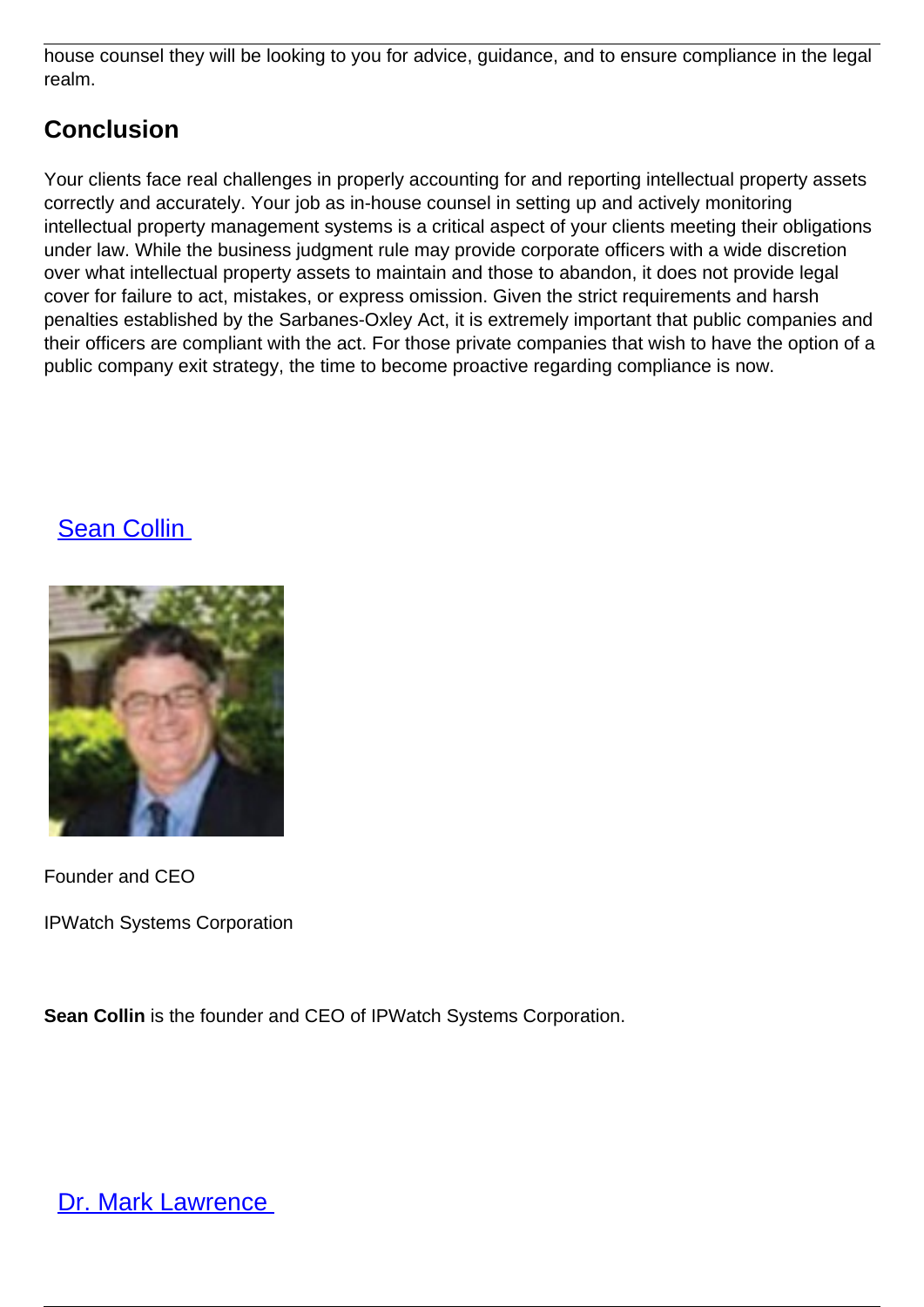house counsel they will be looking to you for advice, guidance, and to ensure compliance in the legal realm.

## Conclusion

Your clients face real challenges in properly accounting for and reporting intellectual property assets correctly and accurately. Your job as in-house counsel in setting up and actively monitoring intellectual property management systems is a critical aspect of your clients meeting their obligations under law. While the business judgment rule may provide corporate officers with a wide discretion over what intellectual property assets to maintain and those to abandon, it does not provide legal cover for failure to act, mistakes, or express omission. Given the strict requirements and harsh penalties established by the Sarbanes-Oxley Act, it is extremely important that public companies and their officers are compliant with the act. For those private companies that wish to have the option of a public company exit strategy, the time to become proactive regarding compliance is now.

Sean Collin

Founder and CEO

IPWatch Systems Corporation

**Sean Collin** is the founder and CEO of IPWatch Systems Corporation.

Dr. Mark Lawrence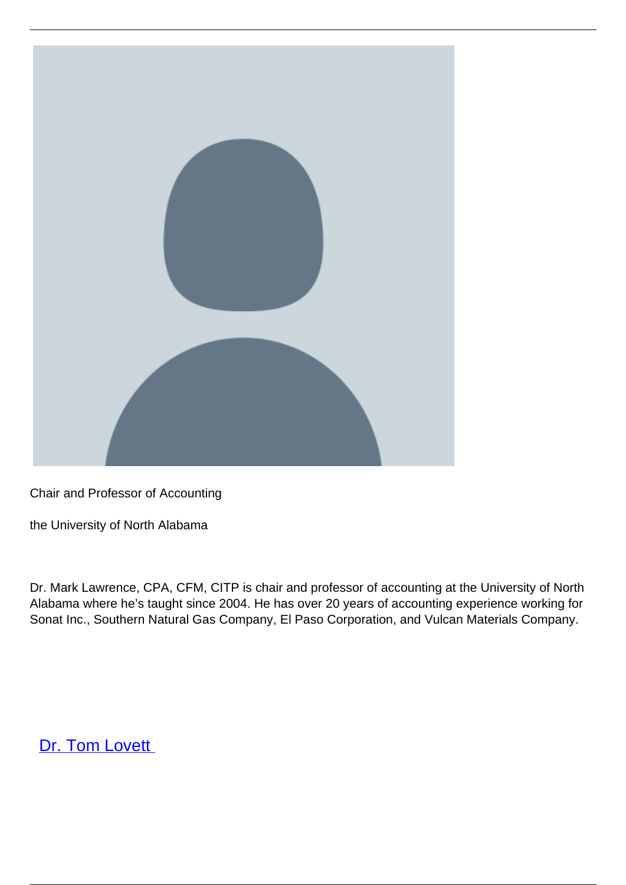Chair and Professor of Accounting

the University of North Alabama

Dr. Mark Lawrence, CPA, CFM, CITP is chair and professor of accounting at the University of North Alabama where he's taught since 2004. He has over 20 years of accounting experience working for Sonat Inc., Southern Natural Gas Company, El Paso Corporation, and Vulcan Materials Company.

Dr. Tom Lovett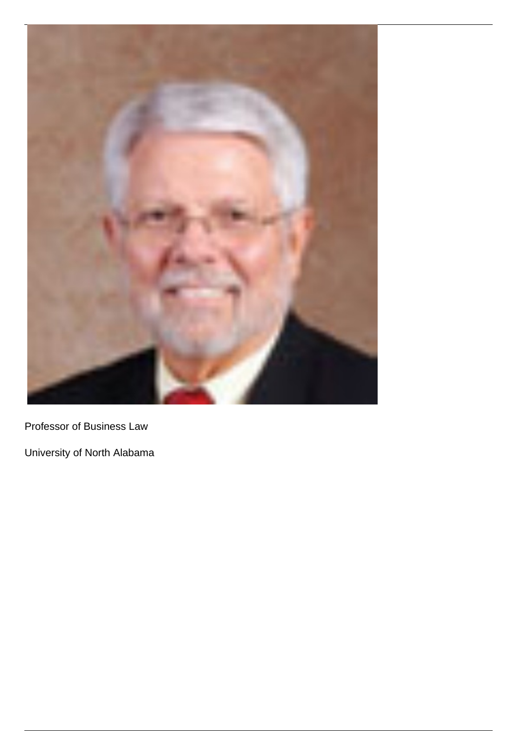Professor of Business Law

University of North Alabama